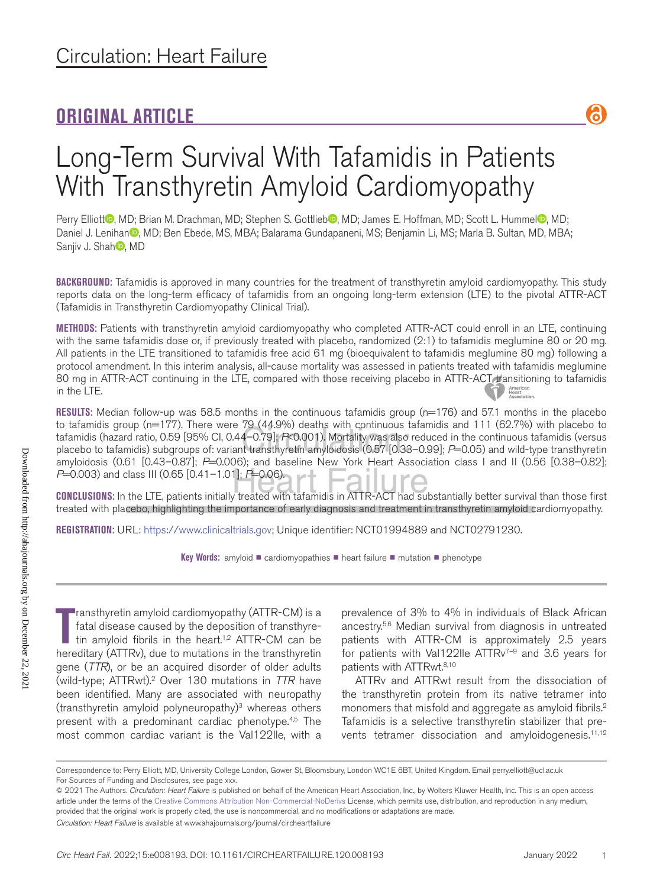Circulation: Heart Failure

## ORIGINAL ARTICLE

# Long-Term Survival With Tafamidis in Patients With Transthyretin Amyloid Cardiomyopathy

Perry Elliott, MD; Brian M. Drachman, MD; Stephen S. Gottlieb, MD; James E. Hoffman, MD; Scott L. Hummel, MD; Daniel J. Lenihan, MD; Ben Ebede, MS, MBA; Balarama Gundapaneni, MS; Benjamin Li, MS; Marla B. Sultan, MD, MBA; Sanjiv J. Shah, MD

**BACKGROUND:** Tafamidis is approved in many countries for the treatment of transthyretin amyloid cardiomyopathy. This study reports data on the long-term efficacy of tafamidis from an ongoing long-term extension (LTE) to the pivotal ATTR-ACT (Tafamidis in Transthyretin Cardiomyopathy Clinical Trial).

**METHODS:** Patients with transthyretin amyloid cardiomyopathy who completed ATTR-ACT could enroll in an LTE, continuing with the same tafamidis dose or, if previously treated with placebo, randomized (2:1) to tafamidis meglumine 80 or 20 mg. All patients in the LTE transitioned to tafamidis free acid 61 mg (bioequivalent to tafamidis meglumine 80 mg) following a protocol amendment. In this interim analysis, all-cause mortality was assessed in patients treated with tafamidis meglumine 80 mg in ATTR-ACT continuing in the LTE, compared with those receiving placebo in ATTR-ACT transitioning to tafamidis in the LTE.

**RESULTS:** Median follow-up was 58.5 months in the continuous tafamidis group (n=176) and 57.1 months in the placebo to tafamidis group (n=177). There were 79 (44.9%) deaths with continuous tafamidis and 111 (62.7%) with placebo to tafamidis (hazard ratio, 0.59 [95% CI, 0.44–0.79]; *P*<0.001). Mortality was also reduced in the continuous tafamidis (versus placebo to tafamidis) subgroups of: variant transthyretin amyloidosis (0.57 [0.33–0.99]; *P*=0.05) and wild-type transthyretin amyloidosis (0.61 [0.43–0.87]; *P*=0.006); and baseline New York Heart Association class I and II (0.56 [0.38–0.82]; *P*=0.003) and class III (0.65 [0.41–1.01]; *P*=0.06).

**CONCLUSIONS:** In the LTE, patients initially treated with tafamidis in ATTR-ACT had substantially better survival than those first treated with placebo, highlighting the importance of early diagnosis and treatment in transthyretin amyloid cardiomyopathy.

**REGISTRATION:** URL: https://www.clinicaltrials.gov; Unique identifier: NCT01994889 and NCT02791230.

**Key Words:** amyloid ■ cardiomyopathies ■ heart failure ■ mutation ■ phenotype

Transthyretin amyloid cardiomyopathy (ATTR-CM) is a fatal disease caused by the deposition of transthyretin amyloid fibrils in the heart.[1,2] ATTR-CM can be hereditary (ATTRv), due to mutations in the transthyretin gene (*TTR*), or be an acquired disorder of older adults (wild-type; ATTRwt).[2] Over 130 mutations in *TTR* have been identified. Many are associated with neuropathy (transthyretin amyloid polyneuropathy)[3] whereas others present with a predominant cardiac phenotype.[4,5] The most common cardiac variant is the Val122Ile, with a prevalence of 3% to 4% in individuals of Black African ancestry.[5,6] Median survival from diagnosis in untreated patients with ATTR-CM is approximately 2.5 years for patients with Val122Ile ATTRv[7–9] and 3.6 years for patients with ATTRwt.[8,10]

ATTRv and ATTRwt result from the dissociation of the transthyretin protein from its native tetramer into monomers that misfold and aggregate as amyloid fibrils.[2] Tafamidis is a selective transthyretin stabilizer that prevents tetramer dissociation and amyloidogenesis.[11,12]

Correspondence to: Perry Elliott, MD, University College London, Gower St, Bloomsbury, London WC1E 6BT, United Kingdom. Email perry.elliott@ucl.ac.uk

For Sources of Funding and Disclosures, see page xxx.

© 2021 The Authors. *Circulation: Heart Failure* is published on behalf of the American Heart Association, Inc., by Wolters Kluwer Health, Inc. This is an open access article under the terms of the Creative Commons Attribution Non-Commercial-NoDerivs License, which permits use, distribution, and reproduction in any medium, provided that the original work is properly cited, the use is noncommercial, and no modifications or adaptations are made.

*Circulation: Heart Failure* is available at www.ahajournals.org/journal/circheartfailure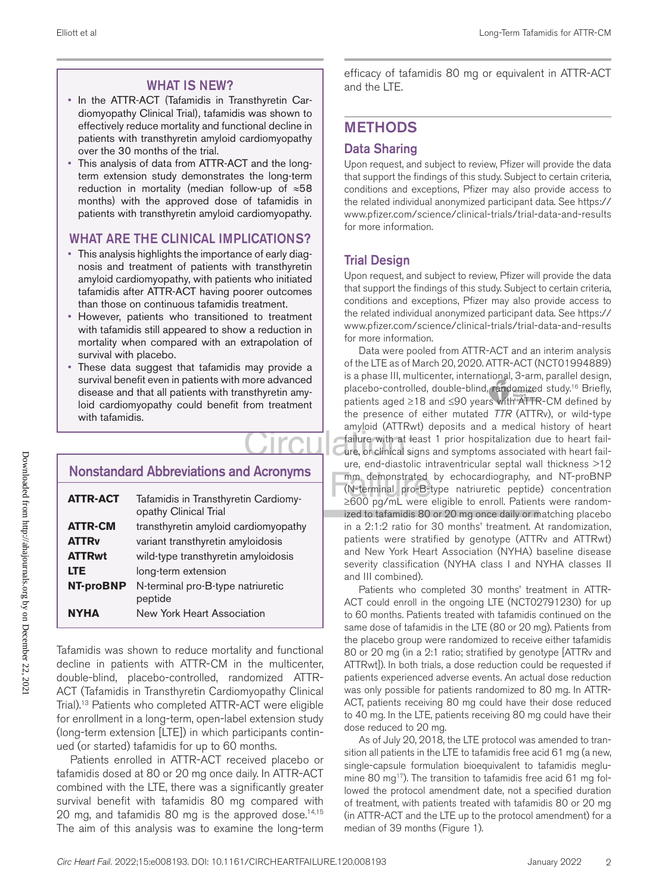## WHAT IS NEW?

- In the ATTR-ACT (Tafamidis in Transthyretin Cardiomyopathy Clinical Trial), tafamidis was shown to effectively reduce mortality and functional decline in patients with transthyretin amyloid cardiomyopathy over the 30 months of the trial.
- This analysis of data from ATTR-ACT and the long-term extension study demonstrates the long-term reduction in mortality (median follow-up of ≈58 months) with the approved dose of tafamidis in patients with transthyretin amyloid cardiomyopathy.

## WHAT ARE THE CLINICAL IMPLICATIONS?

- This analysis highlights the importance of early diagnosis and treatment of patients with transthyretin amyloid cardiomyopathy, with patients who initiated tafamidis after ATTR-ACT having poorer outcomes than those on continuous tafamidis treatment.
- However, patients who transitioned to treatment with tafamidis still appeared to show a reduction in mortality when compared with an extrapolation of survival with placebo.
- These data suggest that tafamidis may provide a survival benefit even in patients with more advanced disease and that all patients with transthyretin amyloid cardiomyopathy could benefit from treatment with tafamidis.

## Nonstandard Abbreviations and Acronyms

| | |
|---|---|
| **ATTR-ACT** | Tafamidis in Transthyretin Cardiomyopathy Clinical Trial |
| **ATTR-CM** | transthyretin amyloid cardiomyopathy |
| **ATTRv** | variant transthyretin amyloidosis |
| **ATTRwt** | wild-type transthyretin amyloidosis |
| **LTE** | long-term extension |
| **NT-proBNP** | N-terminal pro-B-type natriuretic peptide |
| **NYHA** | New York Heart Association |

Tafamidis was shown to reduce mortality and functional decline in patients with ATTR-CM in the multicenter, double-blind, placebo-controlled, randomized ATTR-ACT (Tafamidis in Transthyretin Cardiomyopathy Clinical Trial).[13] Patients who completed ATTR-ACT were eligible for enrollment in a long-term, open-label extension study (long-term extension [LTE]) in which participants continued (or started) tafamidis for up to 60 months.

Patients enrolled in ATTR-ACT received placebo or tafamidis dosed at 80 or 20 mg once daily. In ATTR-ACT combined with the LTE, there was a significantly greater survival benefit with tafamidis 80 mg compared with 20 mg, and tafamidis 80 mg is the approved dose.[14,15] The aim of this analysis was to examine the long-term efficacy of tafamidis 80 mg or equivalent in ATTR-ACT and the LTE.

## METHODS

### Data Sharing

Upon request, and subject to review, Pfizer will provide the data that support the findings of this study. Subject to certain criteria, conditions and exceptions, Pfizer may also provide access to the related individual anonymized participant data. See https://www.pfizer.com/science/clinical-trials/trial-data-and-results for more information.

### Trial Design

Upon request, and subject to review, Pfizer will provide the data that support the findings of this study. Subject to certain criteria, conditions and exceptions, Pfizer may also provide access to the related individual anonymized participant data. See https://www.pfizer.com/science/clinical-trials/trial-data-and-results for more information.

Data were pooled from ATTR-ACT and an interim analysis of the LTE as of March 20, 2020. ATTR-ACT (NCT01994889) is a phase III, multicenter, international, 3-arm, parallel design, placebo-controlled, double-blind, randomized study.[16] Briefly, patients aged ≥18 and ≤90 years with ATTR-CM defined by the presence of either mutated *TTR* (ATTRv), or wild-type amyloid (ATTRwt) deposits and a medical history of heart failure with at least 1 prior hospitalization due to heart failure, or clinical signs and symptoms associated with heart failure, end-diastolic intraventricular septal wall thickness >12 mm demonstrated by echocardiography, and NT-proBNP (N-terminal pro-B-type natriuretic peptide) concentration ≥600 pg/mL were eligible to enroll. Patients were randomized to tafamidis 80 or 20 mg once daily or matching placebo in a 2:1:2 ratio for 30 months' treatment. At randomization, patients were stratified by genotype (ATTRv and ATTRwt) and New York Heart Association (NYHA) baseline disease severity classification (NYHA class I and NYHA classes II and III combined).

Patients who completed 30 months' treatment in ATTR-ACT could enroll in the ongoing LTE (NCT02791230) for up to 60 months. Patients treated with tafamidis continued on the same dose of tafamidis in the LTE (80 or 20 mg). Patients from the placebo group were randomized to receive either tafamidis 80 or 20 mg (in a 2:1 ratio; stratified by genotype [ATTRv and ATTRwt]). In both trials, a dose reduction could be requested if patients experienced adverse events. An actual dose reduction was only possible for patients randomized to 80 mg. In ATTR-ACT, patients receiving 80 mg could have their dose reduced to 40 mg. In the LTE, patients receiving 80 mg could have their dose reduced to 20 mg.

As of July 20, 2018, the LTE protocol was amended to transition all patients in the LTE to tafamidis free acid 61 mg (a new, single-capsule formulation bioequivalent to tafamidis meglumine 80 mg[17]). The transition to tafamidis free acid 61 mg followed the protocol amendment date, not a specified duration of treatment, with patients treated with tafamidis 80 or 20 mg (in ATTR-ACT and the LTE up to the protocol amendment) for a median of 39 months (Figure 1).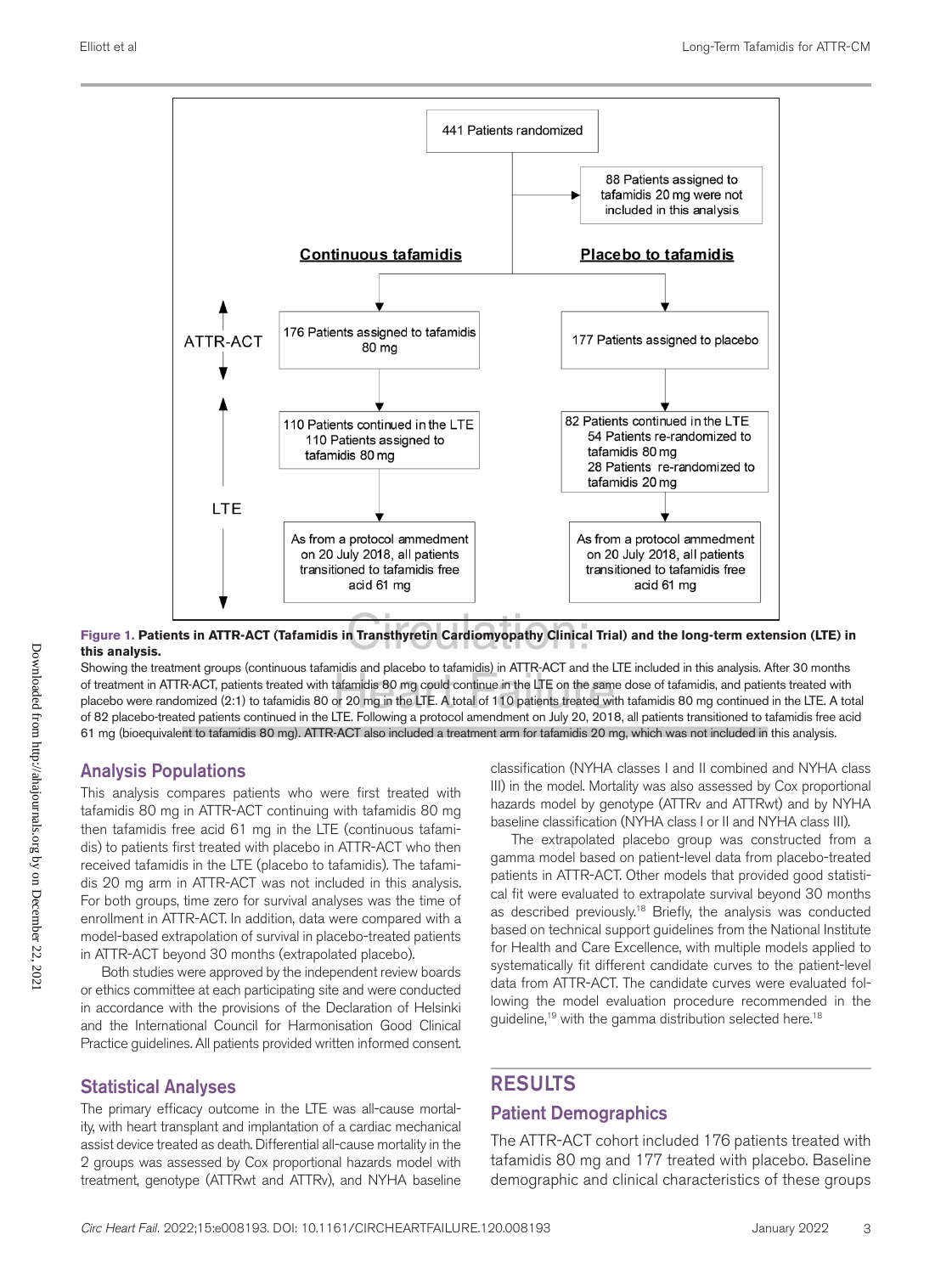**Figure 1. Patients in ATTR-ACT (Tafamidis in Transthyretin Cardiomyopathy Clinical Trial) and the long-term extension (LTE) in this analysis.**

Showing the treatment groups (continuous tafamidis and placebo to tafamidis) in ATTR-ACT and the LTE included in this analysis. After 30 months of treatment in ATTR-ACT, patients treated with tafamidis 80 mg could continue in the LTE on the same dose of tafamidis, and patients treated with placebo were randomized (2:1) to tafamidis 80 or 20 mg in the LTE. A total of 110 patients treated with tafamidis 80 mg continued in the LTE. A total of 82 placebo-treated patients continued in the LTE. Following a protocol amendment on July 20, 2018, all patients transitioned to tafamidis free acid 61 mg (bioequivalent to tafamidis 80 mg). ATTR-ACT also included a treatment arm for tafamidis 20 mg, which was not included in this analysis.

## Analysis Populations

This analysis compares patients who were first treated with tafamidis 80 mg in ATTR-ACT continuing with tafamidis 80 mg then tafamidis free acid 61 mg in the LTE (continuous tafamidis) to patients first treated with placebo in ATTR-ACT who then received tafamidis in the LTE (placebo to tafamidis). The tafamidis 20 mg arm in ATTR-ACT was not included in this analysis. For both groups, time zero for survival analyses was the time of enrollment in ATTR-ACT. In addition, data were compared with a model-based extrapolation of survival in placebo-treated patients in ATTR-ACT beyond 30 months (extrapolated placebo).

Both studies were approved by the independent review boards or ethics committee at each participating site and were conducted in accordance with the provisions of the Declaration of Helsinki and the International Council for Harmonisation Good Clinical Practice guidelines. All patients provided written informed consent.

## Statistical Analyses

The primary efficacy outcome in the LTE was all-cause mortality, with heart transplant and implantation of a cardiac mechanical assist device treated as death. Differential all-cause mortality in the 2 groups was assessed by Cox proportional hazards model with treatment, genotype (ATTRwt and ATTRv), and NYHA baseline classification (NYHA classes I and II combined and NYHA class III) in the model. Mortality was also assessed by Cox proportional hazards model by genotype (ATTRv and ATTRwt) and by NYHA baseline classification (NYHA class I or II and NYHA class III).

The extrapolated placebo group was constructed from a gamma model based on patient-level data from placebo-treated patients in ATTR-ACT. Other models that provided good statistical fit were evaluated to extrapolate survival beyond 30 months as described previously.[18] Briefly, the analysis was conducted based on technical support guidelines from the National Institute for Health and Care Excellence, with multiple models applied to systematically fit different candidate curves to the patient-level data from ATTR-ACT. The candidate curves were evaluated following the model evaluation procedure recommended in the guideline,[19] with the gamma distribution selected here.[18]

# RESULTS

## Patient Demographics

The ATTR-ACT cohort included 176 patients treated with tafamidis 80 mg and 177 treated with placebo. Baseline demographic and clinical characteristics of these groups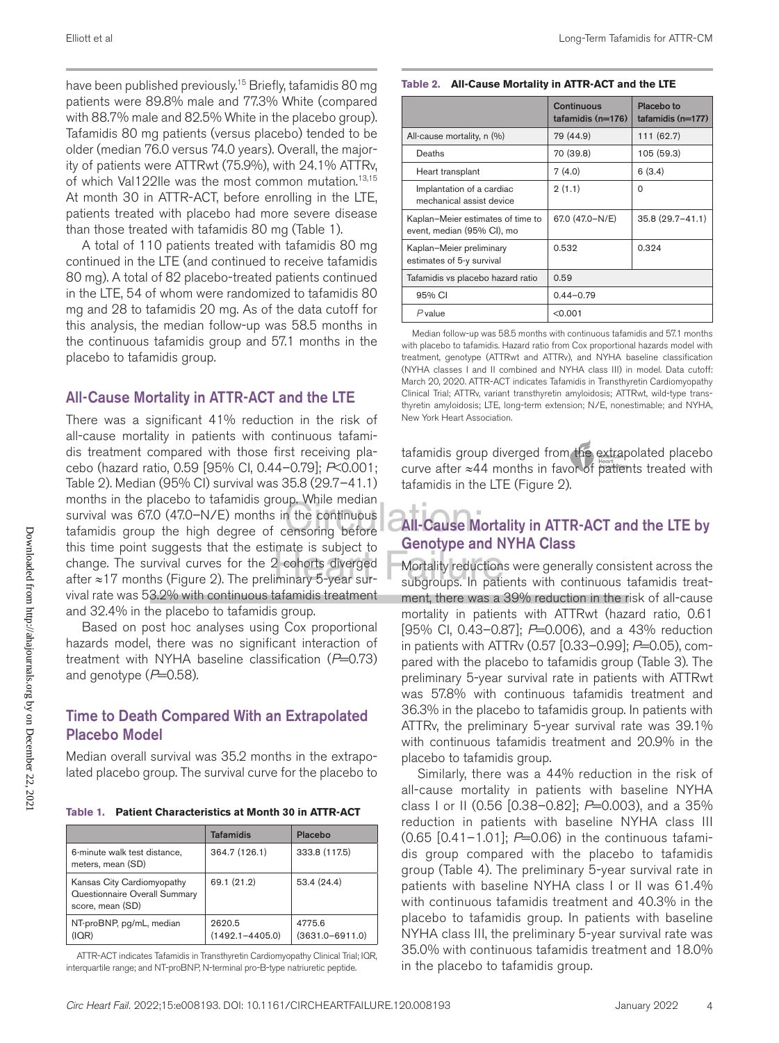have been published previously.[15] Briefly, tafamidis 80 mg patients were 89.8% male and 77.3% White (compared with 88.7% male and 82.5% White in the placebo group). Tafamidis 80 mg patients (versus placebo) tended to be older (median 76.0 versus 74.0 years). Overall, the majority of patients were ATTRwt (75.9%), with 24.1% ATTRv, of which Val122Ile was the most common mutation.[13,15] At month 30 in ATTR-ACT, before enrolling in the LTE, patients treated with placebo had more severe disease than those treated with tafamidis 80 mg (Table 1).

A total of 110 patients treated with tafamidis 80 mg continued in the LTE (and continued to receive tafamidis 80 mg). A total of 82 placebo-treated patients continued in the LTE, 54 of whom were randomized to tafamidis 80 mg and 28 to tafamidis 20 mg. As of the data cutoff for this analysis, the median follow-up was 58.5 months in the continuous tafamidis group and 57.1 months in the placebo to tafamidis group.

## All-Cause Mortality in ATTR-ACT and the LTE

There was a significant 41% reduction in the risk of all-cause mortality in patients with continuous tafamidis treatment compared with those first receiving placebo (hazard ratio, 0.59 [95% CI, 0.44–0.79]; $P<0.001$; Table 2). Median (95% CI) survival was 35.8 (29.7–41.1) months in the placebo to tafamidis group. While median survival was 67.0 (47.0–N/E) months in the continuous tafamidis group the high degree of censoring before this time point suggests that the estimate is subject to change. The survival curves for the 2 cohorts diverged after ≈17 months (Figure 2). The preliminary 5-year survival rate was 53.2% with continuous tafamidis treatment and 32.4% in the placebo to tafamidis group.

Based on post hoc analyses using Cox proportional hazards model, there was no significant interaction of treatment with NYHA baseline classification ($P$=0.73) and genotype ($P$=0.58).

## Time to Death Compared With an Extrapolated Placebo Model

Median overall survival was 35.2 months in the extrapolated placebo group. The survival curve for the placebo to tafamidis group diverged from the extrapolated placebo curve after ≈44 months in favor of patients treated with tafamidis in the LTE (Figure 2).

**Table 1. Patient Characteristics at Month 30 in ATTR-ACT**

| | Tafamidis | Placebo |
|---|---|---|
| 6-minute walk test distance, meters, mean (SD) | 364.7 (126.1) | 333.8 (117.5) |
| Kansas City Cardiomyopathy Questionnaire Overall Summary score, mean (SD) | 69.1 (21.2) | 53.4 (24.4) |
| NT-proBNP, pg/mL, median (IQR) | 2620.5 (1492.1–4405.0) | 4775.6 (3631.0–6911.0) |

ATTR-ACT indicates Tafamidis in Transthyretin Cardiomyopathy Clinical Trial; IQR, interquartile range; and NT-proBNP, N-terminal pro-B-type natriuretic peptide.

**Table 2. All-Cause Mortality in ATTR-ACT and the LTE**

| | Continuous tafamidis (n=176) | Placebo to tafamidis (n=177) |
|---|---|---|
| All-cause mortality, n (%) | 79 (44.9) | 111 (62.7) |
| Deaths | 70 (39.8) | 105 (59.3) |
| Heart transplant | 7 (4.0) | 6 (3.4) |
| Implantation of a cardiac mechanical assist device | 2 (1.1) | 0 |
| Kaplan–Meier estimates of time to event, median (95% CI), mo | 67.0 (47.0–N/E) | 35.8 (29.7–41.1) |
| Kaplan–Meier preliminary estimates of 5-y survival | 0.532 | 0.324 |
| Tafamidis vs placebo hazard ratio | 0.59 | |
| 95% CI | 0.44–0.79 | |
| $P$ value | <0.001 | |

Median follow-up was 58.5 months with continuous tafamidis and 57.1 months with placebo to tafamidis. Hazard ratio from Cox proportional hazards model with treatment, genotype (ATTRwt and ATTRv), and NYHA baseline classification (NYHA classes I and II combined and NYHA class III) in model. Data cutoff: March 20, 2020. ATTR-ACT indicates Tafamidis in Transthyretin Cardiomyopathy Clinical Trial; ATTRv, variant transthyretin amyloidosis; ATTRwt, wild-type transthyretin amyloidosis; LTE, long-term extension; N/E, nonestimable; and NYHA, New York Heart Association.

## All-Cause Mortality in ATTR-ACT and the LTE by Genotype and NYHA Class

Mortality reductions were generally consistent across the subgroups. In patients with continuous tafamidis treatment, there was a 39% reduction in the risk of all-cause mortality in patients with ATTRwt (hazard ratio, 0.61 [95% CI, 0.43–0.87]; $P$=0.006), and a 43% reduction in patients with ATTRv (0.57 [0.33–0.99]; $P$=0.05), compared with the placebo to tafamidis group (Table 3). The preliminary 5-year survival rate in patients with ATTRwt was 57.8% with continuous tafamidis treatment and 36.3% in the placebo to tafamidis group. In patients with ATTRv, the preliminary 5-year survival rate was 39.1% with continuous tafamidis treatment and 20.9% in the placebo to tafamidis group.

Similarly, there was a 44% reduction in the risk of all-cause mortality in patients with baseline NYHA class I or II (0.56 [0.38–0.82]; $P$=0.003), and a 35% reduction in patients with baseline NYHA class III (0.65 [0.41–1.01]; $P$=0.06) in the continuous tafamidis group compared with the placebo to tafamidis group (Table 4). The preliminary 5-year survival rate in patients with baseline NYHA class I or II was 61.4% with continuous tafamidis treatment and 40.3% in the placebo to tafamidis group. In patients with baseline NYHA class III, the preliminary 5-year survival was 35.0% with continuous tafamidis treatment and 18.0% in the placebo to tafamidis group.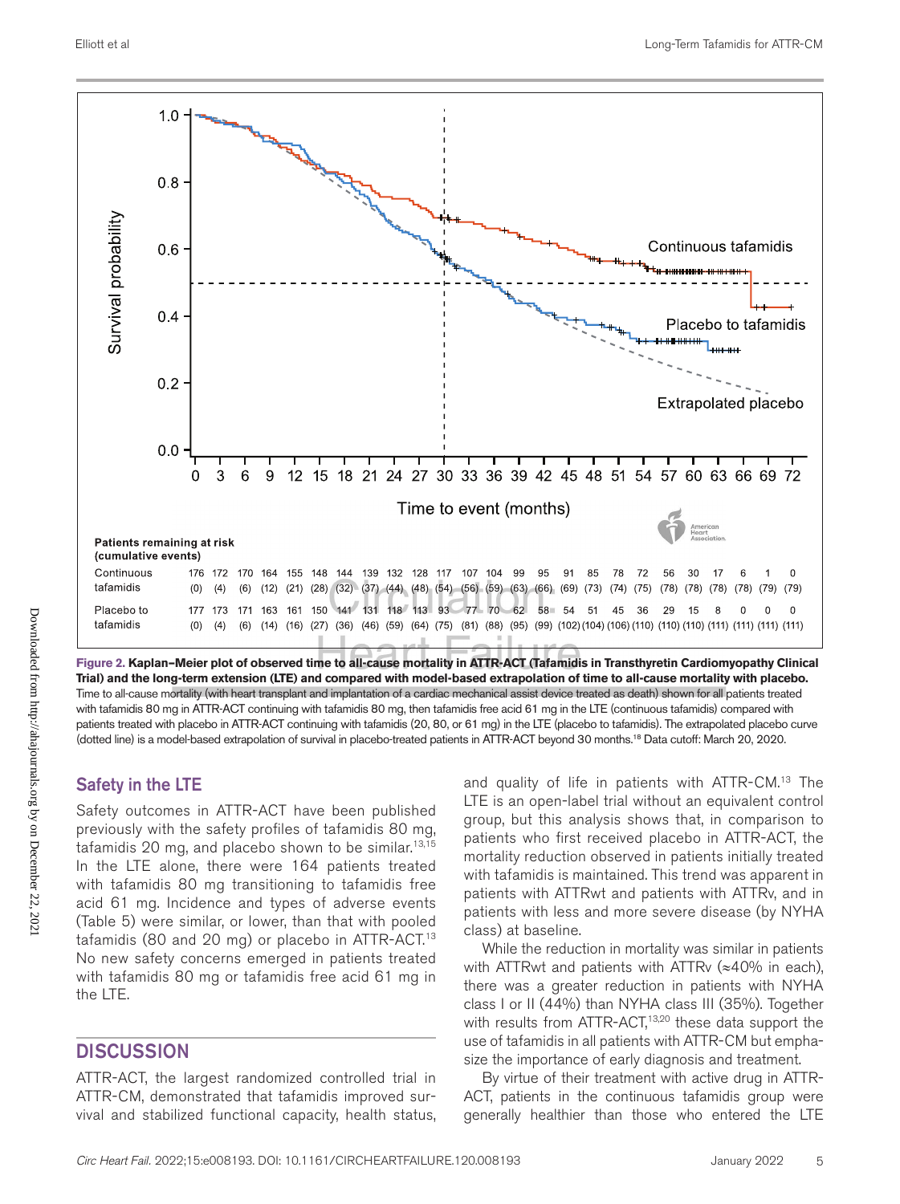**Patients remaining at risk (cumulative events)**

| Time (months) | 0 | 3 | 6 | 9 | 12 | 15 | 18 | 21 | 24 | 27 | 30 | 33 | 36 | 39 | 42 | 45 | 48 | 51 | 54 | 57 | 60 | 63 | 66 | 69 | 72 |
|---|---|---|---|---|---|---|---|---|---|---|---|---|---|---|---|---|---|---|---|---|---|---|---|---|---|
| Continuous tafamidis | 176 (0) | 172 (4) | 170 (6) | 164 (12) | 155 (21) | 148 (28) | 144 (32) | 139 (37) | 132 (44) | 128 (48) | 117 (54) | 107 (56) | 104 (59) | 99 (63) | 95 (66) | 91 (69) | 85 (73) | 78 (74) | 72 (75) | 56 (78) | 30 (78) | 17 (78) | 6 (78) | 1 (79) | 0 (79) |
| Placebo to tafamidis | 177 (0) | 173 (4) | 171 (6) | 163 (14) | 161 (16) | 150 (27) | 141 (36) | 131 (46) | 118 (59) | 113 (64) | 93 (75) | 77 (81) | 70 (88) | 62 (95) | 58 (99) | 54 (102) | 51 (104) | 45 (106) | 36 (110) | 29 (110) | 15 (110) | 8 (111) | 0 (111) | 0 (111) | 0 (111) |

**Figure 2. Kaplan–Meier plot of observed time to all-cause mortality in ATTR-ACT (Tafamidis in Transthyretin Cardiomyopathy Clinical Trial) and the long-term extension (LTE) and compared with model-based extrapolation of time to all-cause mortality with placebo.**
Time to all-cause mortality (with heart transplant and implantation of a cardiac mechanical assist device treated as death) shown for all patients treated with tafamidis 80 mg in ATTR-ACT continuing with tafamidis 80 mg, then tafamidis free acid 61 mg in the LTE (continuous tafamidis) compared with patients treated with placebo in ATTR-ACT continuing with tafamidis (20, 80, or 61 mg) in the LTE (placebo to tafamidis). The extrapolated placebo curve (dotted line) is a model-based extrapolation of survival in placebo-treated patients in ATTR-ACT beyond 30 months.[18] Data cutoff: March 20, 2020.

## Safety in the LTE

Safety outcomes in ATTR-ACT have been published previously with the safety profiles of tafamidis 80 mg, tafamidis 20 mg, and placebo shown to be similar.[13,15] In the LTE alone, there were 164 patients treated with tafamidis 80 mg transitioning to tafamidis free acid 61 mg. Incidence and types of adverse events (Table 5) were similar, or lower, than that with pooled tafamidis (80 and 20 mg) or placebo in ATTR-ACT.[13] No new safety concerns emerged in patients treated with tafamidis 80 mg or tafamidis free acid 61 mg in the LTE.

# DISCUSSION

ATTR-ACT, the largest randomized controlled trial in ATTR-CM, demonstrated that tafamidis improved survival and stabilized functional capacity, health status, and quality of life in patients with ATTR-CM.[13] The LTE is an open-label trial without an equivalent control group, but this analysis shows that, in comparison to patients who first received placebo in ATTR-ACT, the mortality reduction observed in patients initially treated with tafamidis is maintained. This trend was apparent in patients with ATTRwt and patients with ATTRv, and in patients with less and more severe disease (by NYHA class) at baseline.

While the reduction in mortality was similar in patients with ATTRwt and patients with ATTRv (≈40% in each), there was a greater reduction in patients with NYHA class I or II (44%) than NYHA class III (35%). Together with results from ATTR-ACT,[13,20] these data support the use of tafamidis in all patients with ATTR-CM but emphasize the importance of early diagnosis and treatment.

By virtue of their treatment with active drug in ATTR-ACT, patients in the continuous tafamidis group were generally healthier than those who entered the LTE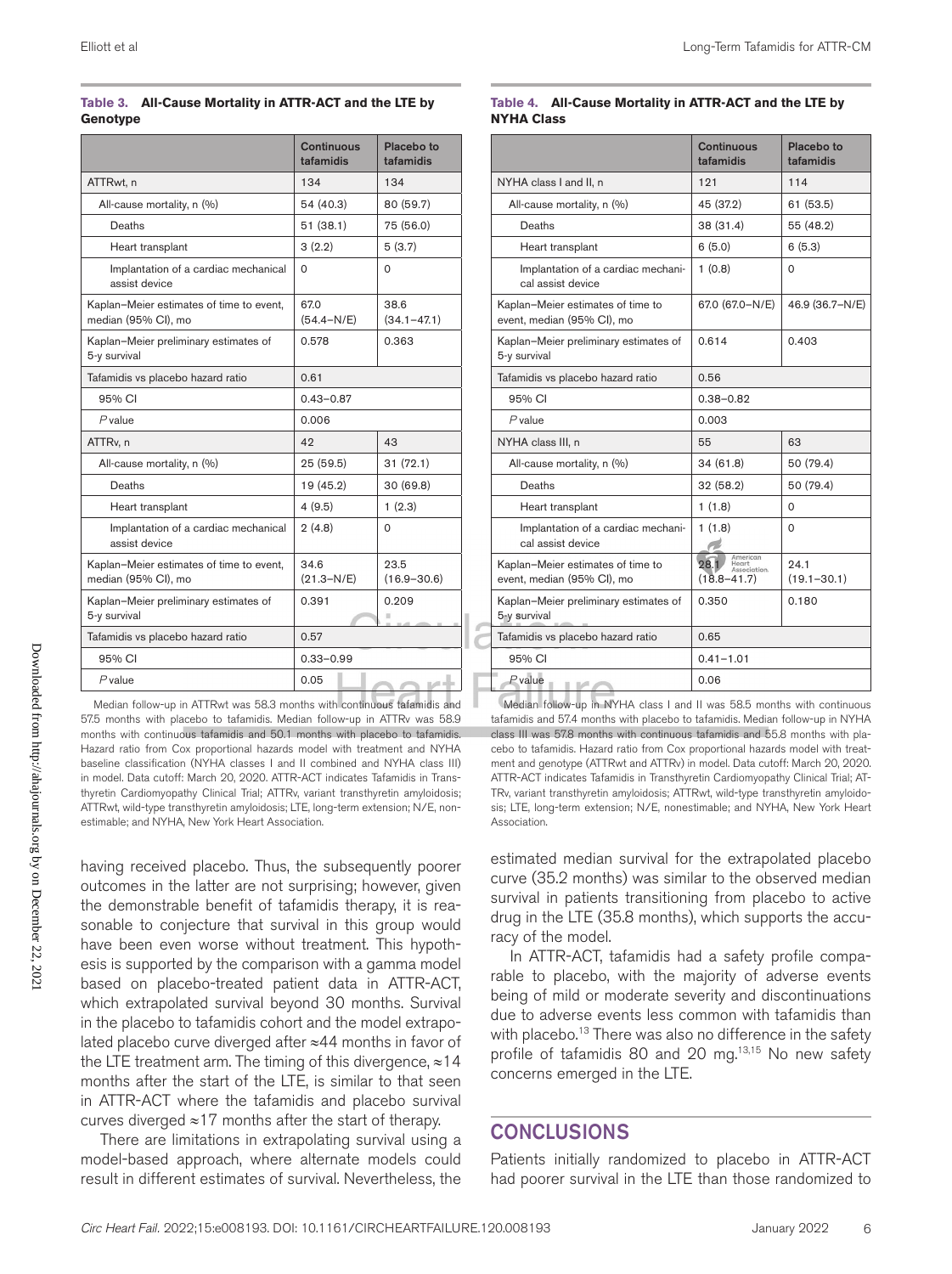**Table 3. All-Cause Mortality in ATTR-ACT and the LTE by Genotype**

| | Continuous tafamidis | Placebo to tafamidis |
|---|---|---|
| ATTRwt, n | 134 | 134 |
| All-cause mortality, n (%) | 54 (40.3) | 80 (59.7) |
| Deaths | 51 (38.1) | 75 (56.0) |
| Heart transplant | 3 (2.2) | 5 (3.7) |
| Implantation of a cardiac mechanical assist device | 0 | 0 |
| Kaplan–Meier estimates of time to event, median (95% CI), mo | 67.0 (54.4–N/E) | 38.6 (34.1–47.1) |
| Kaplan–Meier preliminary estimates of 5-y survival | 0.578 | 0.363 |
| Tafamidis vs placebo hazard ratio | 0.61 | |
| 95% CI | 0.43–0.87 | |
| *P* value | 0.006 | |
| ATTRv, n | 42 | 43 |
| All-cause mortality, n (%) | 25 (59.5) | 31 (72.1) |
| Deaths | 19 (45.2) | 30 (69.8) |
| Heart transplant | 4 (9.5) | 1 (2.3) |
| Implantation of a cardiac mechanical assist device | 2 (4.8) | 0 |
| Kaplan–Meier estimates of time to event, median (95% CI), mo | 34.6 (21.3–N/E) | 23.5 (16.9–30.6) |
| Kaplan–Meier preliminary estimates of 5-y survival | 0.391 | 0.209 |
| Tafamidis vs placebo hazard ratio | 0.57 | |
| 95% CI | 0.33–0.99 | |
| *P* value | 0.05 | |

Median follow-up in ATTRwt was 58.3 months with continuous tafamidis and 57.5 months with placebo to tafamidis. Median follow-up in ATTRv was 58.9 months with continuous tafamidis and 50.1 months with placebo to tafamidis. Hazard ratio from Cox proportional hazards model with treatment and NYHA baseline classification (NYHA classes I and II combined and NYHA class III) in model. Data cutoff: March 20, 2020. ATTR-ACT indicates Tafamidis in Transthyretin Cardiomyopathy Clinical Trial; ATTRv, variant transthyretin amyloidosis; ATTRwt, wild-type transthyretin amyloidosis; LTE, long-term extension; N/E, nonestimable; and NYHA, New York Heart Association.

**Table 4. All-Cause Mortality in ATTR-ACT and the LTE by NYHA Class**

| | Continuous tafamidis | Placebo to tafamidis |
|---|---|---|
| NYHA class I and II, n | 121 | 114 |
| All-cause mortality, n (%) | 45 (37.2) | 61 (53.5) |
| Deaths | 38 (31.4) | 55 (48.2) |
| Heart transplant | 6 (5.0) | 6 (5.3) |
| Implantation of a cardiac mechanical assist device | 1 (0.8) | 0 |
| Kaplan–Meier estimates of time to event, median (95% CI), mo | 67.0 (67.0–N/E) | 46.9 (36.7–N/E) |
| Kaplan–Meier preliminary estimates of 5-y survival | 0.614 | 0.403 |
| Tafamidis vs placebo hazard ratio | 0.56 | |
| 95% CI | 0.38–0.82 | |
| *P* value | 0.003 | |
| NYHA class III, n | 55 | 63 |
| All-cause mortality, n (%) | 34 (61.8) | 50 (79.4) |
| Deaths | 32 (58.2) | 50 (79.4) |
| Heart transplant | 1 (1.8) | 0 |
| Implantation of a cardiac mechanical assist device | 1 (1.8) | 0 |
| Kaplan–Meier estimates of time to event, median (95% CI), mo | 28.1 (18.8–41.7) | 24.1 (19.1–30.1) |
| Kaplan–Meier preliminary estimates of 5-y survival | 0.350 | 0.180 |
| Tafamidis vs placebo hazard ratio | 0.65 | |
| 95% CI | 0.41–1.01 | |
| *P* value | 0.06 | |

Median follow-up in NYHA class I and II was 58.5 months with continuous tafamidis and 57.4 months with placebo to tafamidis. Median follow-up in NYHA class III was 57.8 months with continuous tafamidis and 55.8 months with placebo to tafamidis. Hazard ratio from Cox proportional hazards model with treatment and genotype (ATTRwt and ATTRv) in model. Data cutoff: March 20, 2020. ATTR-ACT indicates Tafamidis in Transthyretin Cardiomyopathy Clinical Trial; ATTRv, variant transthyretin amyloidosis; ATTRwt, wild-type transthyretin amyloidosis; LTE, long-term extension; N/E, nonestimable; and NYHA, New York Heart Association.

having received placebo. Thus, the subsequently poorer outcomes in the latter are not surprising; however, given the demonstrable benefit of tafamidis therapy, it is reasonable to conjecture that survival in this group would have been even worse without treatment. This hypothesis is supported by the comparison with a gamma model based on placebo-treated patient data in ATTR-ACT, which extrapolated survival beyond 30 months. Survival in the placebo to tafamidis cohort and the model extrapolated placebo curve diverged after ≈44 months in favor of the LTE treatment arm. The timing of this divergence, ≈14 months after the start of the LTE, is similar to that seen in ATTR-ACT where the tafamidis and placebo survival curves diverged ≈17 months after the start of therapy.

There are limitations in extrapolating survival using a model-based approach, where alternate models could result in different estimates of survival. Nevertheless, the estimated median survival for the extrapolated placebo curve (35.2 months) was similar to the observed median survival in patients transitioning from placebo to active drug in the LTE (35.8 months), which supports the accuracy of the model.

In ATTR-ACT, tafamidis had a safety profile comparable to placebo, with the majority of adverse events being of mild or moderate severity and discontinuations due to adverse events less common with tafamidis than with placebo.[13] There was also no difference in the safety profile of tafamidis 80 and 20 mg.[13,15] No new safety concerns emerged in the LTE.

## CONCLUSIONS

Patients initially randomized to placebo in ATTR-ACT had poorer survival in the LTE than those randomized to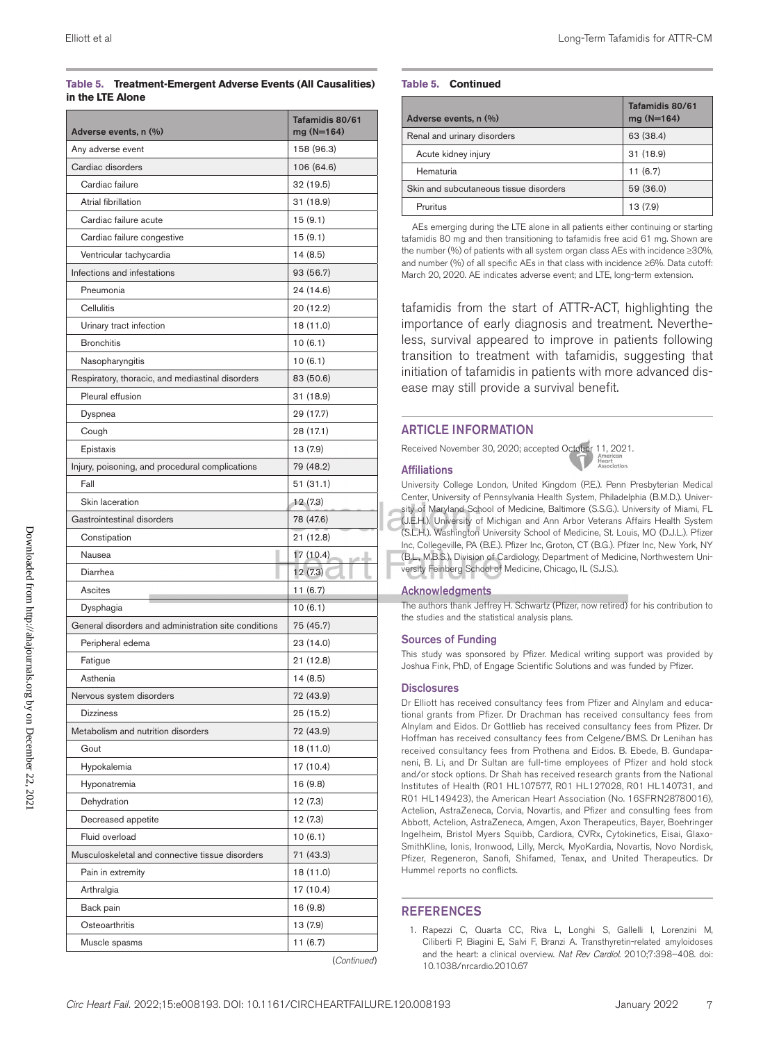**Table 5. Treatment-Emergent Adverse Events (All Causalities) in the LTE Alone**

| Adverse events, n (%) | Tafamidis 80/61 mg (N=164) |
|---|---|
| Any adverse event | 158 (96.3) |
| Cardiac disorders | 106 (64.6) |
| Cardiac failure | 32 (19.5) |
| Atrial fibrillation | 31 (18.9) |
| Cardiac failure acute | 15 (9.1) |
| Cardiac failure congestive | 15 (9.1) |
| Ventricular tachycardia | 14 (8.5) |
| Infections and infestations | 93 (56.7) |
| Pneumonia | 24 (14.6) |
| Cellulitis | 20 (12.2) |
| Urinary tract infection | 18 (11.0) |
| Bronchitis | 10 (6.1) |
| Nasopharyngitis | 10 (6.1) |
| Respiratory, thoracic, and mediastinal disorders | 83 (50.6) |
| Pleural effusion | 31 (18.9) |
| Dyspnea | 29 (17.7) |
| Cough | 28 (17.1) |
| Epistaxis | 13 (7.9) |
| Injury, poisoning, and procedural complications | 79 (48.2) |
| Fall | 51 (31.1) |
| Skin laceration | 12 (7.3) |
| Gastrointestinal disorders | 78 (47.6) |
| Constipation | 21 (12.8) |
| Nausea | 17 (10.4) |
| Diarrhea | 12 (7.3) |
| Ascites | 11 (6.7) |
| Dysphagia | 10 (6.1) |
| General disorders and administration site conditions | 75 (45.7) |
| Peripheral edema | 23 (14.0) |
| Fatigue | 21 (12.8) |
| Asthenia | 14 (8.5) |
| Nervous system disorders | 72 (43.9) |
| Dizziness | 25 (15.2) |
| Metabolism and nutrition disorders | 72 (43.9) |
| Gout | 18 (11.0) |
| Hypokalemia | 17 (10.4) |
| Hyponatremia | 16 (9.8) |
| Dehydration | 12 (7.3) |
| Decreased appetite | 12 (7.3) |
| Fluid overload | 10 (6.1) |
| Musculoskeletal and connective tissue disorders | 71 (43.3) |
| Pain in extremity | 18 (11.0) |
| Arthralgia | 17 (10.4) |
| Back pain | 16 (9.8) |
| Osteoarthritis | 13 (7.9) |
| Muscle spasms | 11 (6.7) |
| Renal and urinary disorders | 63 (38.4) |
| Acute kidney injury | 31 (18.9) |
| Hematuria | 11 (6.7) |
| Skin and subcutaneous tissue disorders | 59 (36.0) |
| Pruritus | 13 (7.9) |

AEs emerging during the LTE alone in all patients either continuing or starting tafamidis 80 mg and then transitioning to tafamidis free acid 61 mg. Shown are the number (%) of patients with all system organ class AEs with incidence ≥30%, and number (%) of all specific AEs in that class with incidence ≥6%. Data cutoff: March 20, 2020. AE indicates adverse event; and LTE, long-term extension.

tafamidis from the start of ATTR-ACT, highlighting the importance of early diagnosis and treatment. Nevertheless, survival appeared to improve in patients following transition to treatment with tafamidis, suggesting that initiation of tafamidis in patients with more advanced disease may still provide a survival benefit.

## ARTICLE INFORMATION

Received November 30, 2020; accepted October 11, 2021.

### Affiliations

University College London, United Kingdom (P.E.). Penn Presbyterian Medical Center, University of Pennsylvania Health System, Philadelphia (B.M.D.). University of Maryland School of Medicine, Baltimore (S.S.G.). University of Miami, FL (J.E.H.). University of Michigan and Ann Arbor Veterans Affairs Health System (S.L.H.). Washington University School of Medicine, St. Louis, MO (D.J.L.). Pfizer Inc, Collegeville, PA (B.E.). Pfizer Inc, Groton, CT (B.G.). Pfizer Inc, New York, NY (B.L., M.B.S.). Division of Cardiology, Department of Medicine, Northwestern University Feinberg School of Medicine, Chicago, IL (S.J.S.).

### Acknowledgments

The authors thank Jeffrey H. Schwartz (Pfizer, now retired) for his contribution to the studies and the statistical analysis plans.

### Sources of Funding

This study was sponsored by Pfizer. Medical writing support was provided by Joshua Fink, PhD, of Engage Scientific Solutions and was funded by Pfizer.

### Disclosures

Dr Elliott has received consultancy fees from Pfizer and Alnylam and educational grants from Pfizer. Dr Drachman has received consultancy fees from Alnylam and Eidos. Dr Gottlieb has received consultancy fees from Pfizer. Dr Hoffman has received consultancy fees from Celgene/BMS. Dr Lenihan has received consultancy fees from Prothena and Eidos. B. Ebede, B. Gundapaneni, B. Li, and Dr Sultan are full-time employees of Pfizer and hold stock and/or stock options. Dr Shah has received research grants from the National Institutes of Health (R01 HL107577, R01 HL127028, R01 HL140731, and R01 HL149423), the American Heart Association (No. 16SFRN28780016), Actelion, AstraZeneca, Corvia, Novartis, and Pfizer and consulting fees from Abbott, Actelion, AstraZeneca, Amgen, Axon Therapeutics, Bayer, Boehringer Ingelheim, Bristol Myers Squibb, Cardiora, CVRx, Cytokinetics, Eisai, GlaxoSmithKline, Ionis, Ironwood, Lilly, Merck, MyoKardia, Novartis, Novo Nordisk, Pfizer, Regeneron, Sanofi, Shifamed, Tenax, and United Therapeutics. Dr Hummel reports no conflicts.

## REFERENCES

1. Rapezzi C, Quarta CC, Riva L, Longhi S, Gallelli I, Lorenzini M, Ciliberti P, Biagini E, Salvi F, Branzi A. Transthyretin-related amyloidoses and the heart: a clinical overview. *Nat Rev Cardiol*. 2010;7:398–408. doi: 10.1038/nrcardio.2010.67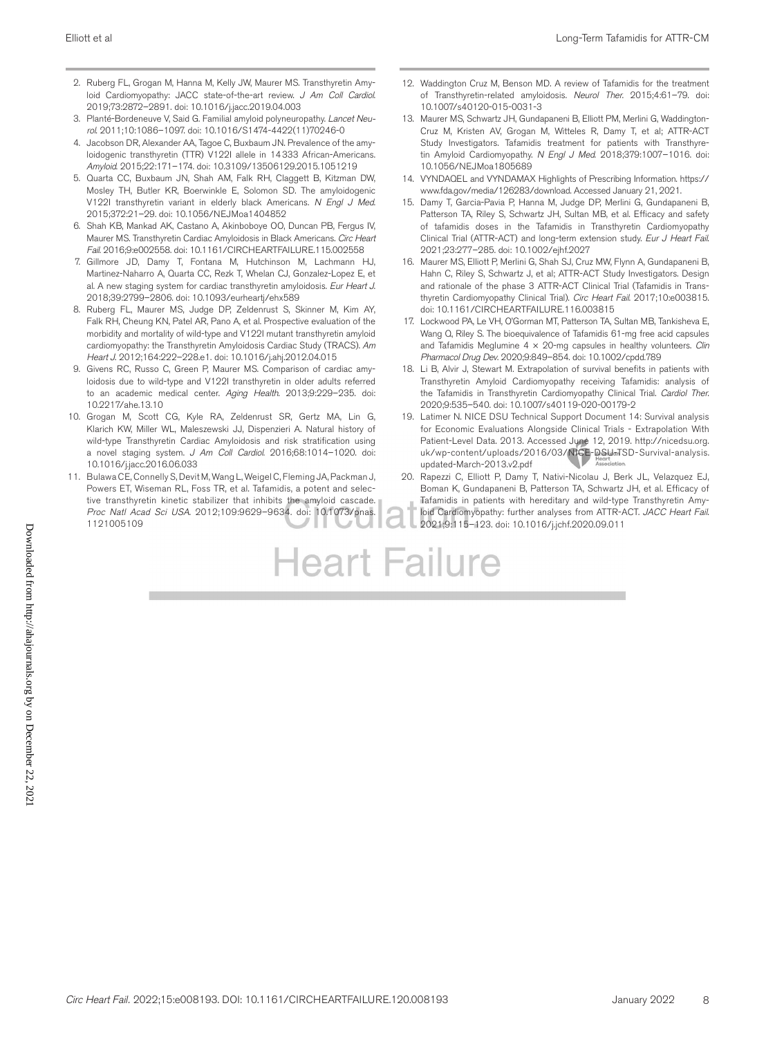2. Ruberg FL, Grogan M, Hanna M, Kelly JW, Maurer MS. Transthyretin Amyloid Cardiomyopathy: JACC state-of-the-art review. *J Am Coll Cardiol*. 2019;73:2872–2891. doi: 10.1016/j.jacc.2019.04.003
3. Planté-Bordeneuve V, Said G. Familial amyloid polyneuropathy. *Lancet Neurol*. 2011;10:1086–1097. doi: 10.1016/S1474-4422(11)70246-0
4. Jacobson DR, Alexander AA, Tagoe C, Buxbaum JN. Prevalence of the amyloidogenic transthyretin (TTR) V122I allele in 14 333 African-Americans. *Amyloid*. 2015;22:171–174. doi: 10.3109/13506129.2015.1051219
5. Quarta CC, Buxbaum JN, Shah AM, Falk RH, Claggett B, Kitzman DW, Mosley TH, Butler KR, Boerwinkle E, Solomon SD. The amyloidogenic V122I transthyretin variant in elderly black Americans. *N Engl J Med*. 2015;372:21–29. doi: 10.1056/NEJMoa1404852
6. Shah KB, Mankad AK, Castano A, Akinboboye OO, Duncan PB, Fergus IV, Maurer MS. Transthyretin Cardiac Amyloidosis in Black Americans. *Circ Heart Fail*. 2016;9:e002558. doi: 10.1161/CIRCHEARTFAILURE.115.002558
7. Gillmore JD, Damy T, Fontana M, Hutchinson M, Lachmann HJ, Martinez-Naharro A, Quarta CC, Rezk T, Whelan CJ, Gonzalez-Lopez E, et al. A new staging system for cardiac transthyretin amyloidosis. *Eur Heart J*. 2018;39:2799–2806. doi: 10.1093/eurheartj/ehx589
8. Ruberg FL, Maurer MS, Judge DP, Zeldenrust S, Skinner M, Kim AY, Falk RH, Cheung KN, Patel AR, Pano A, et al. Prospective evaluation of the morbidity and mortality of wild-type and V122I mutant transthyretin amyloid cardiomyopathy: the Transthyretin Amyloidosis Cardiac Study (TRACS). *Am Heart J*. 2012;164:222–228.e1. doi: 10.1016/j.ahj.2012.04.015
9. Givens RC, Russo C, Green P, Maurer MS. Comparison of cardiac amyloidosis due to wild-type and V122I transthyretin in older adults referred to an academic medical center. *Aging Health*. 2013;9:229–235. doi: 10.2217/ahe.13.10
10. Grogan M, Scott CG, Kyle RA, Zeldenrust SR, Gertz MA, Lin G, Klarich KW, Miller WL, Maleszewski JJ, Dispenzieri A. Natural history of wild-type Transthyretin Cardiac Amyloidosis and risk stratification using a novel staging system. *J Am Coll Cardiol*. 2016;68:1014–1020. doi: 10.1016/j.jacc.2016.06.033
11. Bulawa CE, Connelly S, Devit M, Wang L, Weigel C, Fleming JA, Packman J, Powers ET, Wiseman RL, Foss TR, et al. Tafamidis, a potent and selective transthyretin kinetic stabilizer that inhibits the amyloid cascade. *Proc Natl Acad Sci USA*. 2012;109:9629–9634. doi: 10.1073/pnas.1121005109
12. Waddington Cruz M, Benson MD. A review of Tafamidis for the treatment of Transthyretin-related amyloidosis. *Neurol Ther*. 2015;4:61–79. doi: 10.1007/s40120-015-0031-3
13. Maurer MS, Schwartz JH, Gundapaneni B, Elliott PM, Merlini G, Waddington-Cruz M, Kristen AV, Grogan M, Witteles R, Damy T, et al; ATTR-ACT Study Investigators. Tafamidis treatment for patients with Transthyretin Amyloid Cardiomyopathy. *N Engl J Med*. 2018;379:1007–1016. doi: 10.1056/NEJMoa1805689
14. VYNDAQEL and VYNDAMAX Highlights of Prescribing Information. https://www.fda.gov/media/126283/download. Accessed January 21, 2021.
15. Damy T, Garcia-Pavia P, Hanna M, Judge DP, Merlini G, Gundapaneni B, Patterson TA, Riley S, Schwartz JH, Sultan MB, et al. Efficacy and safety of tafamidis doses in the Tafamidis in Transthyretin Cardiomyopathy Clinical Trial (ATTR-ACT) and long-term extension study. *Eur J Heart Fail*. 2021;23:277–285. doi: 10.1002/ejhf.2027
16. Maurer MS, Elliott P, Merlini G, Shah SJ, Cruz MW, Flynn A, Gundapaneni B, Hahn C, Riley S, Schwartz J, et al; ATTR-ACT Clinical Study Investigators. Design and rationale of the phase 3 ATTR-ACT Clinical Trial (Tafamidis in Transthyretin Cardiomyopathy Clinical Trial). *Circ Heart Fail*. 2017;10:e003815. doi: 10.1161/CIRCHEARTFAILURE.116.003815
17. Lockwood PA, Le VH, O'Gorman MT, Patterson TA, Sultan MB, Tankisheva E, Wang Q, Riley S. The bioequivalence of Tafamidis 61-mg free acid capsules and Tafamidis Meglumine 4 × 20-mg capsules in healthy volunteers. *Clin Pharmacol Drug Dev*. 2020;9:849–854. doi: 10.1002/cpdd.789
18. Li B, Alvir J, Stewart M. Extrapolation of survival benefits in patients with Transthyretin Amyloid Cardiomyopathy receiving Tafamidis: analysis of the Tafamidis in Transthyretin Cardiomyopathy Clinical Trial. *Cardiol Ther*. 2020;9:535–540. doi: 10.1007/s40119-020-00179-2
19. Latimer N. NICE DSU Technical Support Document 14: Survival analysis for Economic Evaluations Alongside Clinical Trials - Extrapolation With Patient-Level Data. 2013. Accessed June 12, 2019. http://nicedsu.org.uk/wp-content/uploads/2016/03/NICE-DSU-TSD-Survival-analysis.updated-March-2013.v2.pdf
20. Rapezzi C, Elliott P, Damy T, Nativi-Nicolau J, Berk JL, Velazquez EJ, Boman K, Gundapaneni B, Patterson TA, Schwartz JH, et al. Efficacy of Tafamidis in patients with hereditary and wild-type Transthyretin Amyloid Cardiomyopathy: further analyses from ATTR-ACT. *JACC Heart Fail*. 2021;9:115–123. doi: 10.1016/j.jchf.2020.09.011